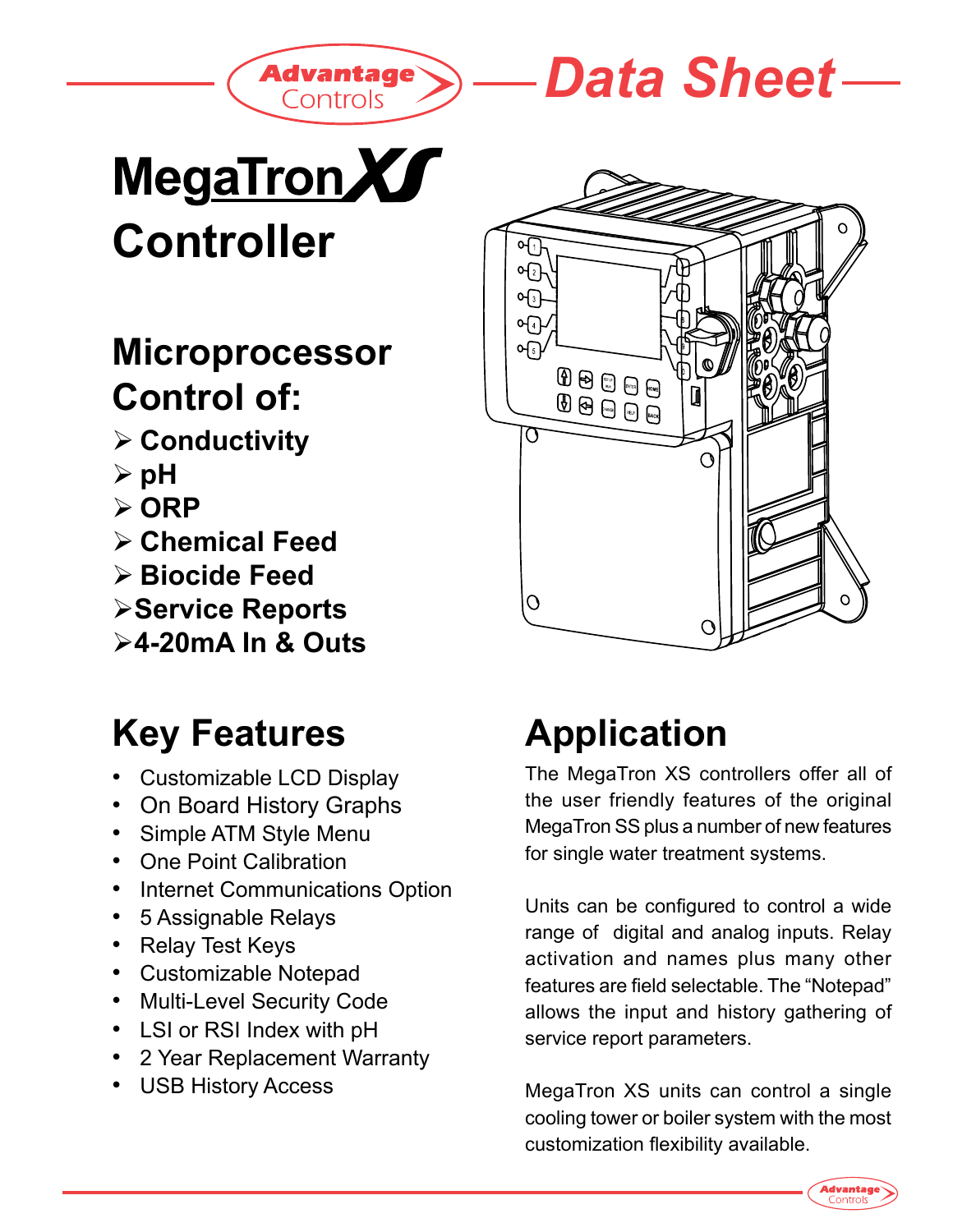Advantage Controls

# Data Sheet

# MegaTron XS Controller

## Microprocessor Control of:

- ➢ Conductivity
- ➢ pH
- ➢ ORP
- ➢ Chemical Feed
- ➢ Biocide Feed
- ➢ Service Reports
- ➢ 4-20mA In & Outs

## Key Features

- Customizable LCD Display
- On Board History Graphs
- Simple ATM Style Menu
- One Point Calibration
- Internet Communications Option
- 5 Assignable Relays
- Relay Test Keys
- Customizable Notepad
- Multi-Level Security Code
- LSI or RSI Index with pH
- 2 Year Replacement Warranty
- USB History Access

## Application

The MegaTron XS controllers offer all of the user friendly features of the original MegaTron SS plus a number of new features for single water treatment systems.

Units can be configured to control a wide range of digital and analog inputs. Relay activation and names plus many other features are field selectable. The "Notepad" allows the input and history gathering of service report parameters.

MegaTron XS units can control a single cooling tower or boiler system with the most customization flexibility available.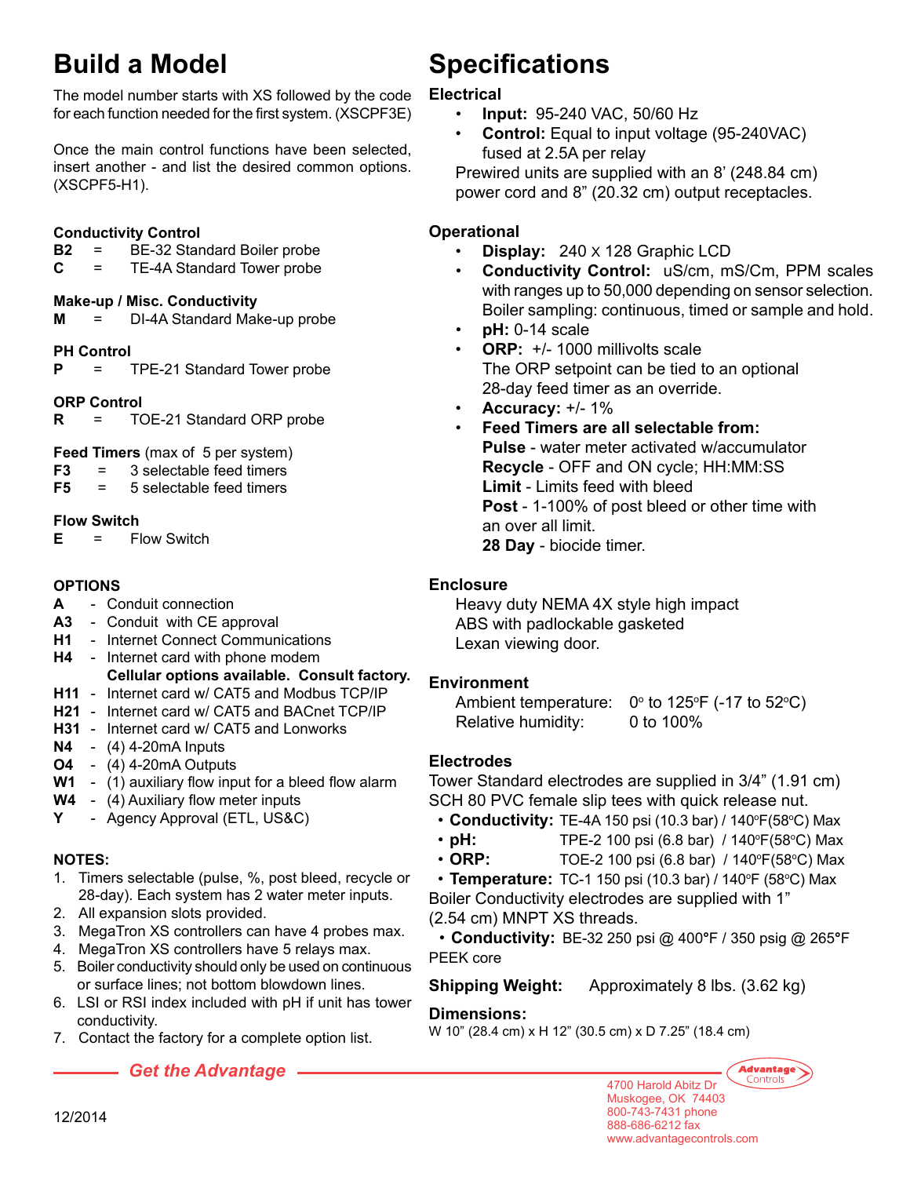# Build a Model

The model number starts with XS followed by the code for each function needed for the first system. (XSCPF3E)

Once the main control functions have been selected, insert another - and list the desired common options. (XSCPF5-H1).

**Conductivity Control**

**B2** = BE-32 Standard Boiler probe
**C** = TE-4A Standard Tower probe

**Make-up / Misc. Conductivity**

**M** = DI-4A Standard Make-up probe

**PH Control**

**P** = TPE-21 Standard Tower probe

**ORP Control**

**R** = TOE-21 Standard ORP probe

**Feed Timers** (max of 5 per system)

**F3** = 3 selectable feed timers
**F5** = 5 selectable feed timers

**Flow Switch**

**E** = Flow Switch

**OPTIONS**

**A** - Conduit connection
**A3** - Conduit with CE approval
**H1** - Internet Connect Communications
**H4** - Internet card with phone modem
**Cellular options available. Consult factory.**
**H11** - Internet card w/ CAT5 and Modbus TCP/IP
**H21** - Internet card w/ CAT5 and BACnet TCP/IP
**H31** - Internet card w/ CAT5 and Lonworks
**N4** - (4) 4-20mA Inputs
**O4** - (4) 4-20mA Outputs
**W1** - (1) auxiliary flow input for a bleed flow alarm
**W4** - (4) Auxiliary flow meter inputs
**Y** - Agency Approval (ETL, US&C)

**NOTES:**

1. Timers selectable (pulse, %, post bleed, recycle or 28-day). Each system has 2 water meter inputs.
2. All expansion slots provided.
3. MegaTron XS controllers can have 4 probes max.
4. MegaTron XS controllers have 5 relays max.
5. Boiler conductivity should only be used on continuous or surface lines; not bottom blowdown lines.
6. LSI or RSI index included with pH if unit has tower conductivity.
7. Contact the factory for a complete option list.

# Specifications

## Electrical

- **Input:** 95-240 VAC, 50/60 Hz
- **Control:** Equal to input voltage (95-240VAC) fused at 2.5A per relay

Prewired units are supplied with an 8' (248.84 cm) power cord and 8" (20.32 cm) output receptacles.

## Operational

- **Display:** 240 x 128 Graphic LCD
- **Conductivity Control:** uS/cm, mS/Cm, PPM scales with ranges up to 50,000 depending on sensor selection. Boiler sampling: continuous, timed or sample and hold.
- **pH:** 0-14 scale
- **ORP:** +/- 1000 millivolts scale
  The ORP setpoint can be tied to an optional 28-day feed timer as an override.
- **Accuracy:** +/- 1%
- **Feed Timers are all selectable from:**
  **Pulse** - water meter activated w/accumulator
  **Recycle** - OFF and ON cycle; HH:MM:SS
  **Limit** - Limits feed with bleed
  **Post** - 1-100% of post bleed or other time with an over all limit.
  **28 Day** - biocide timer.

## Enclosure

Heavy duty NEMA 4X style high impact ABS with padlockable gasketed Lexan viewing door.

## Environment

Ambient temperature: 0° to 125°F (-17 to 52°C)
Relative humidity: 0 to 100%

## Electrodes

Tower Standard electrodes are supplied in 3/4" (1.91 cm) SCH 80 PVC female slip tees with quick release nut.

- **Conductivity:** TE-4A 150 psi (10.3 bar) / 140°F(58°C) Max
- **pH:** TPE-2 100 psi (6.8 bar) / 140°F(58°C) Max
- **ORP:** TOE-2 100 psi (6.8 bar) / 140°F(58°C) Max
- **Temperature:** TC-1 150 psi (10.3 bar) / 140°F (58°C) Max

Boiler Conductivity electrodes are supplied with 1" (2.54 cm) MNPT XS threads.

- **Conductivity:** BE-32 250 psi @ 400°F / 350 psig @ 265°F PEEK core

**Shipping Weight:** Approximately 8 lbs. (3.62 kg)

**Dimensions:**
W 10" (28.4 cm) x H 12" (30.5 cm) x D 7.25" (18.4 cm)

*Get the Advantage*

Advantage Controls
4700 Harold Abitz Dr
Muskogee, OK 74403
800-743-7431 phone
888-686-6212 fax
www.advantagecontrols.com

12/2014